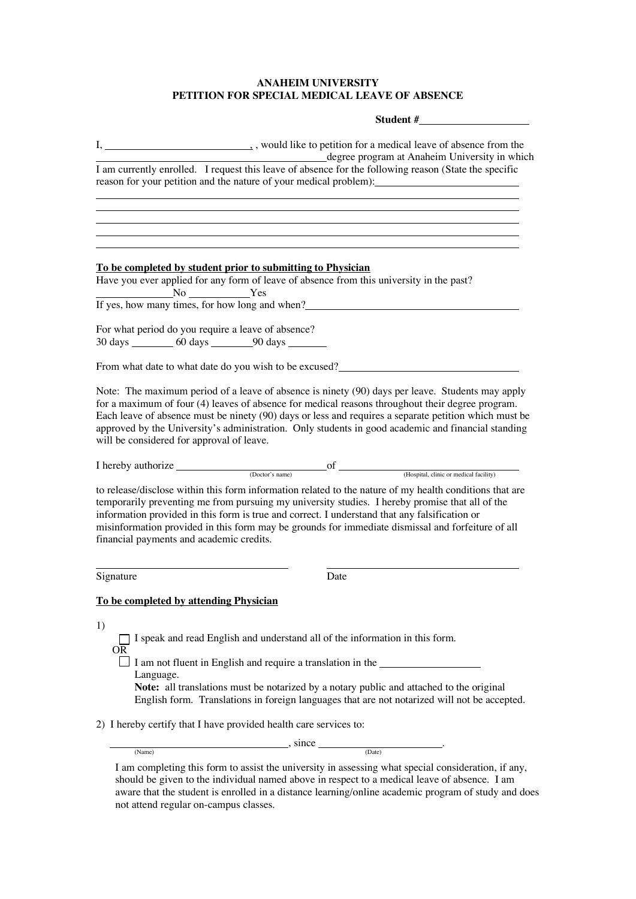**ANAHEIM UNIVERSITY**
**PETITION FOR SPECIAL MEDICAL LEAVE OF ABSENCE**

**Student #**____________________

I, __________________________, , would like to petition for a medical leave of absence from the ____________________________________________degree program at Anaheim University in which I am currently enrolled. I request this leave of absence for the following reason (State the specific reason for your petition and the nature of your medical problem):____________________________
________________________________________________________________________
________________________________________________________________________
________________________________________________________________________
________________________________________________________________________
________________________________________________________________________

**To be completed by student prior to submitting to Physician**

Have you ever applied for any form of leave of absence from this university in the past?
______________No ___________Yes
If yes, how many times, for how long and when?________________________________________

For what period do you require a leave of absence?
30 days ________ 60 days ________90 days _______

From what date to what date do you wish to be excused?_________________________________

Note: The maximum period of a leave of absence is ninety (90) days per leave. Students may apply for a maximum of four (4) leaves of absence for medical reasons throughout their degree program. Each leave of absence must be ninety (90) days or less and requires a separate petition which must be approved by the University's administration. Only students in good academic and financial standing will be considered for approval of leave.

I hereby authorize ____________________________ of ____________________________________
(Doctor's name) (Hospital, clinic or medical facility)

to release/disclose within this form information related to the nature of my health conditions that are temporarily preventing me from pursuing my university studies. I hereby promise that all of the information provided in this form is true and correct. I understand that any falsification or misinformation provided in this form may be grounds for immediate dismissal and forfeiture of all financial payments and academic credits.

____________________________________ ____________________________________
Signature Date

**To be completed by attending Physician**

1)
☐ I speak and read English and understand all of the information in this form.
OR
☐ I am not fluent in English and require a translation in the __________________ Language.
**Note:** all translations must be notarized by a notary public and attached to the original English form. Translations in foreign languages that are not notarized will not be accepted.

2) I hereby certify that I have provided health care services to:

__________________________________, since _______________________.
(Name) (Date)

I am completing this form to assist the university in assessing what special consideration, if any, should be given to the individual named above in respect to a medical leave of absence. I am aware that the student is enrolled in a distance learning/online academic program of study and does not attend regular on-campus classes.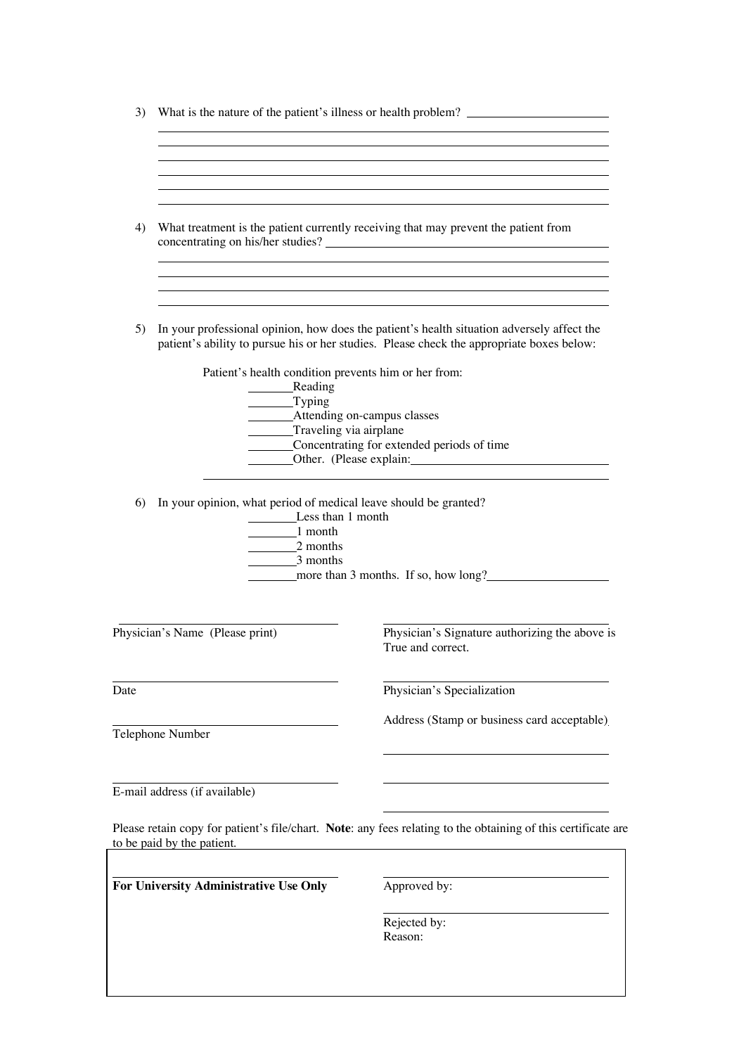3) What is the nature of the patient's illness or health problem? ______________________

______________________________________________________________________

______________________________________________________________________

______________________________________________________________________

______________________________________________________________________

______________________________________________________________________

______________________________________________________________________

4) What treatment is the patient currently receiving that may prevent the patient from concentrating on his/her studies? ______________________________________

______________________________________________________________________

______________________________________________________________________

______________________________________________________________________

______________________________________________________________________

5) In your professional opinion, how does the patient's health situation adversely affect the patient's ability to pursue his or her studies. Please check the appropriate boxes below:

Patient's health condition prevents him or her from:

- _______Reading
- _______Typing
- _______Attending on-campus classes
- _______Traveling via airplane
- _______Concentrating for extended periods of time
- _______Other. (Please explain:______________________________

______________________________________________________________________

6) In your opinion, what period of medical leave should be granted?

- ________Less than 1 month
- ________1 month
- ________2 months
- ________3 months
- ________more than 3 months. If so, how long?___________________

______________________________ Physician's Name (Please print)

______________________________ Physician's Signature authorizing the above is True and correct.

______________________________ Date

______________________________ Physician's Specialization

______________________________ Telephone Number

Address (Stamp or business card acceptable).

______________________________

______________________________

______________________________

______________________________ E-mail address (if available)

Please retain copy for patient's file/chart. **Note**: any fees relating to the obtaining of this certificate are to be paid by the patient.

______________________________ **For University Administrative Use Only**

______________________________ Approved by:

______________________________ Rejected by:

Reason: